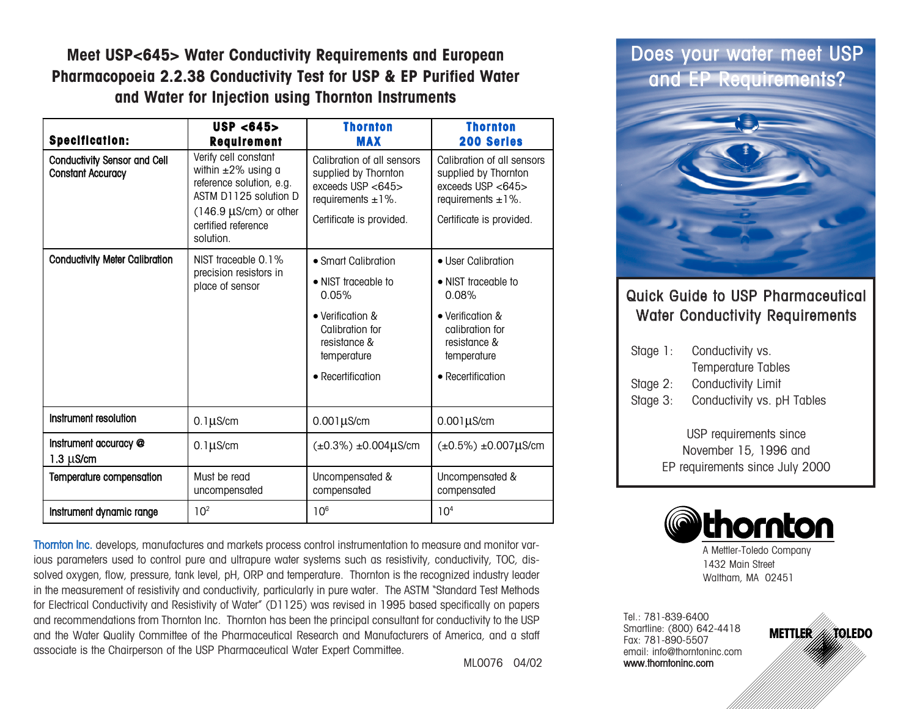## Meet USP<645> Water Conductivity Requirements and European Pharmacopoeia 2.2.38 Conductivity Test for USP & EP Purified Water and Water for Injection using Thornton Instruments

| Specification: | USP <645> Requirement | Thornton MAX | Thornton 200 Series |
|---|---|---|---|
| Conductivity Sensor and Cell Constant Accuracy | Verify cell constant within ±2% using a reference solution, e.g. ASTM D1125 solution D (146.9 µS/cm) or other certified reference solution. | Calibration of all sensors supplied by Thornton exceeds USP <645> requirements ±1%. Certificate is provided. | Calibration of all sensors supplied by Thornton exceeds USP <645> requirements ±1%. Certificate is provided. |
| Conductivity Meter Calibration | NIST traceable 0.1% precision resistors in place of sensor | • Smart Calibration<br>• NIST traceable to 0.05%<br>• Verification & Calibration for resistance & temperature<br>• Recertification | • User Calibration<br>• NIST traceable to 0.08%<br>• Verification & calibration for resistance & temperature<br>• Recertification |
| Instrument resolution | 0.1µS/cm | 0.001µS/cm | 0.001µS/cm |
| Instrument accuracy @ 1.3 µS/cm | 0.1µS/cm | (±0.3%) ±0.004µS/cm | (±0.5%) ±0.007µS/cm |
| Temperature compensation | Must be read uncompensated | Uncompensated & compensated | Uncompensated & compensated |
| Instrument dynamic range | $10^2$ | $10^6$ | $10^4$ |

Thornton Inc. develops, manufactures and markets process control instrumentation to measure and monitor various parameters used to control pure and ultrapure water systems such as resistivity, conductivity, TOC, dissolved oxygen, flow, pressure, tank level, pH, ORP and temperature. Thornton is the recognized industry leader in the measurement of resistivity and conductivity, particularly in pure water. The ASTM "Standard Test Methods for Electrical Conductivity and Resistivity of Water" (D1125) was revised in 1995 based specifically on papers and recommendations from Thornton Inc. Thornton has been the principal consultant for conductivity to the USP and the Water Quality Committee of the Pharmaceutical Research and Manufacturers of America, and a staff associate is the Chairperson of the USP Pharmaceutical Water Expert Committee.

ML0076 04/02

# Does your water meet USP and EP Requirements?

## Quick Guide to USP Pharmaceutical Water Conductivity Requirements

Stage 1: Conductivity vs. Temperature Tables
Stage 2: Conductivity Limit
Stage 3: Conductivity vs. pH Tables

USP requirements since November 15, 1996 and EP requirements since July 2000

**thornton**
A Mettler-Toledo Company
1432 Main Street
Waltham, MA 02451

Tel.: 781-839-6400
Smartline: (800) 642-4418
Fax: 781-890-5507
email: info@thorntoninc.com
**www.thorntoninc.com**

**METTLER TOLEDO**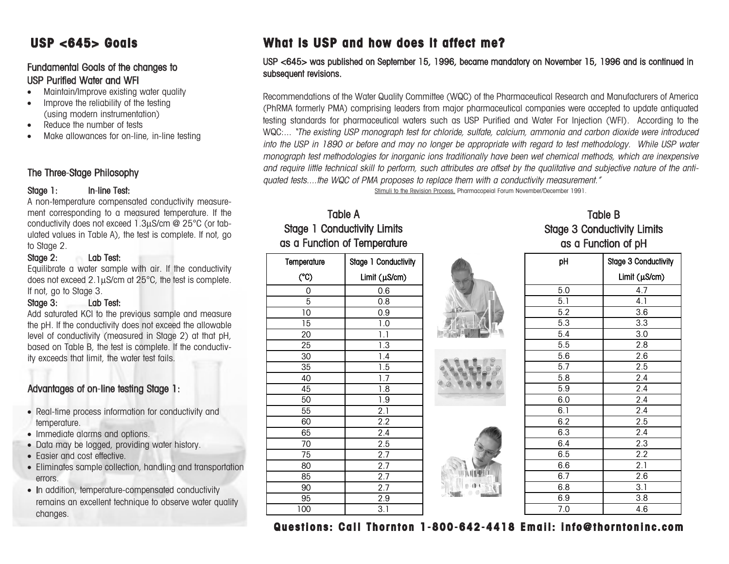## USP <645> Goals

### Fundamental Goals of the changes to USP Purified Water and WFI

- Maintain/Improve existing water quality
- Improve the reliability of the testing (using modern instrumentation)
- Reduce the number of tests
- Make allowances for on-line, in-line testing

### The Three-Stage Philosophy

**Stage 1: In-line Test:**
A non-temperature compensated conductivity measurement corresponding to a measured temperature. If the conductivity does not exceed 1.3µS/cm @ 25°C (or tabulated values in Table A), the test is complete. If not, go to Stage 2.

**Stage 2: Lab Test:**
Equilibrate a water sample with air. If the conductivity does not exceed 2.1µS/cm at 25°C, the test is complete. If not, go to Stage 3.

**Stage 3: Lab Test:**
Add saturated KCl to the previous sample and measure the pH. If the conductivity does not exceed the allowable level of conductivity (measured in Stage 2) at that pH, based on Table B, the test is complete. If the conductivity exceeds that limit, the water test fails.

### Advantages of on-line testing Stage 1:

- Real-time process information for conductivity and temperature.
- Immediate alarms and options.
- Data may be logged, providing water history.
- Easier and cost effective.
- Eliminates sample collection, handling and transportation errors.
- In addition, temperature-compensated conductivity remains an excellent technique to observe water quality changes.

## What is USP and how does it affect me?

USP <645> was published on September 15, 1996, became mandatory on November 15, 1996 and is continued in subsequent revisions.

Recommendations of the Water Quality Committee (WQC) of the Pharmaceutical Research and Manufacturers of America (PhRMA formerly PMA) comprising leaders from major pharmaceutical companies were accepted to update antiquated testing standards for pharmaceutical waters such as USP Purified and Water For Injection (WFI). According to the WQC:... *"The existing USP monograph test for chloride, sulfate, calcium, ammonia and carbon dioxide were introduced into the USP in 1890 or before and may no longer be appropriate with regard to test methodology. While USP water monograph test methodologies for inorganic ions traditionally have been wet chemical methods, which are inexpensive and require little technical skill to perform, such attributes are offset by the qualitative and subjective nature of the antiquated tests....the WQC of PMA proposes to replace them with a conductivity measurement."*

Stimuli to the Revision Process, Pharmacopeial Forum November/December 1991.

### Table A
### Stage 1 Conductivity Limits as a Function of Temperature

| Temperature (°C) | Stage 1 Conductivity Limit (µS/cm) |
|---|---|
| 0 | 0.6 |
| 5 | 0.8 |
| 10 | 0.9 |
| 15 | 1.0 |
| 20 | 1.1 |
| 25 | 1.3 |
| 30 | 1.4 |
| 35 | 1.5 |
| 40 | 1.7 |
| 45 | 1.8 |
| 50 | 1.9 |
| 55 | 2.1 |
| 60 | 2.2 |
| 65 | 2.4 |
| 70 | 2.5 |
| 75 | 2.7 |
| 80 | 2.7 |
| 85 | 2.7 |
| 90 | 2.7 |
| 95 | 2.9 |
| 100 | 3.1 |

### Table B
### Stage 3 Conductivity Limits as a Function of pH

| pH | Stage 3 Conductivity Limit (µS/cm) |
|---|---|
| 5.0 | 4.7 |
| 5.1 | 4.1 |
| 5.2 | 3.6 |
| 5.3 | 3.3 |
| 5.4 | 3.0 |
| 5.5 | 2.8 |
| 5.6 | 2.6 |
| 5.7 | 2.5 |
| 5.8 | 2.4 |
| 5.9 | 2.4 |
| 6.0 | 2.4 |
| 6.1 | 2.4 |
| 6.2 | 2.5 |
| 6.3 | 2.4 |
| 6.4 | 2.3 |
| 6.5 | 2.2 |
| 6.6 | 2.1 |
| 6.7 | 2.6 |
| 6.8 | 3.1 |
| 6.9 | 3.8 |
| 7.0 | 4.6 |

**Questions: Call Thornton 1-800-642-4418 Email: info@thorntoninc.com**